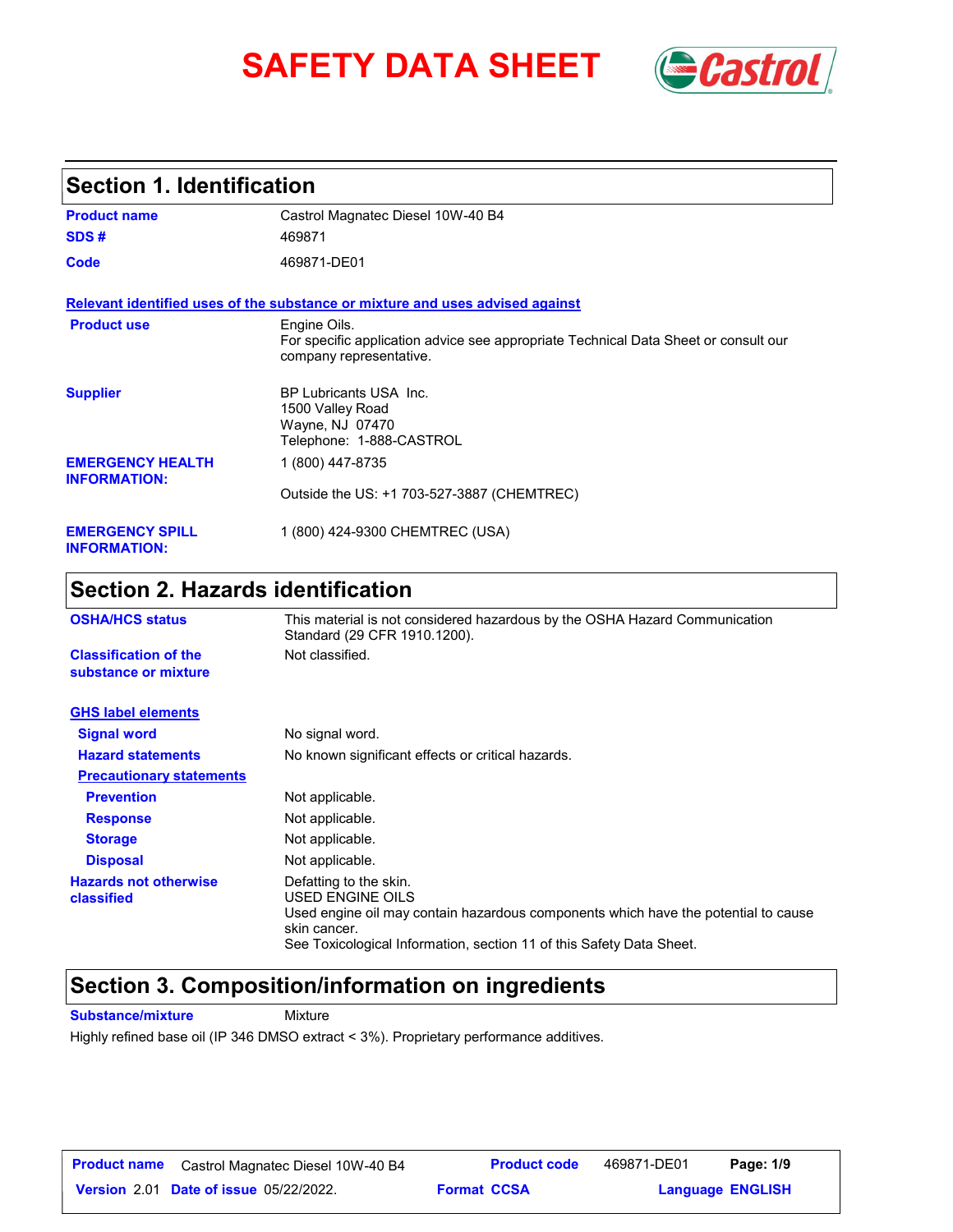# SAFETY DATA SHEET

## Section 1. Identification

| | |
|---|---|
| **Product name** | Castrol Magnatec Diesel 10W-40 B4 |
| **SDS #** | 469871 |
| **Code** | 469871-DE01 |

**Relevant identified uses of the substance or mixture and uses advised against**

| | |
|---|---|
| **Product use** | Engine Oils.<br>For specific application advice see appropriate Technical Data Sheet or consult our company representative. |
| **Supplier** | BP Lubricants USA Inc.<br>1500 Valley Road<br>Wayne, NJ 07470<br>Telephone: 1-888-CASTROL |
| **EMERGENCY HEALTH INFORMATION:** | 1 (800) 447-8735<br><br>Outside the US: +1 703-527-3887 (CHEMTREC) |
| **EMERGENCY SPILL INFORMATION:** | 1 (800) 424-9300 CHEMTREC (USA) |

## Section 2. Hazards identification

| | |
|---|---|
| **OSHA/HCS status** | This material is not considered hazardous by the OSHA Hazard Communication Standard (29 CFR 1910.1200). |
| **Classification of the substance or mixture** | Not classified. |

**GHS label elements**

| | |
|---|---|
| **Signal word** | No signal word. |
| **Hazard statements** | No known significant effects or critical hazards. |

**Precautionary statements**

| | |
|---|---|
| **Prevention** | Not applicable. |
| **Response** | Not applicable. |
| **Storage** | Not applicable. |
| **Disposal** | Not applicable. |
| **Hazards not otherwise classified** | Defatting to the skin.<br>USED ENGINE OILS<br>Used engine oil may contain hazardous components which have the potential to cause skin cancer.<br>See Toxicological Information, section 11 of this Safety Data Sheet. |

## Section 3. Composition/information on ingredients

**Substance/mixture** Mixture

Highly refined base oil (IP 346 DMSO extract < 3%). Proprietary performance additives.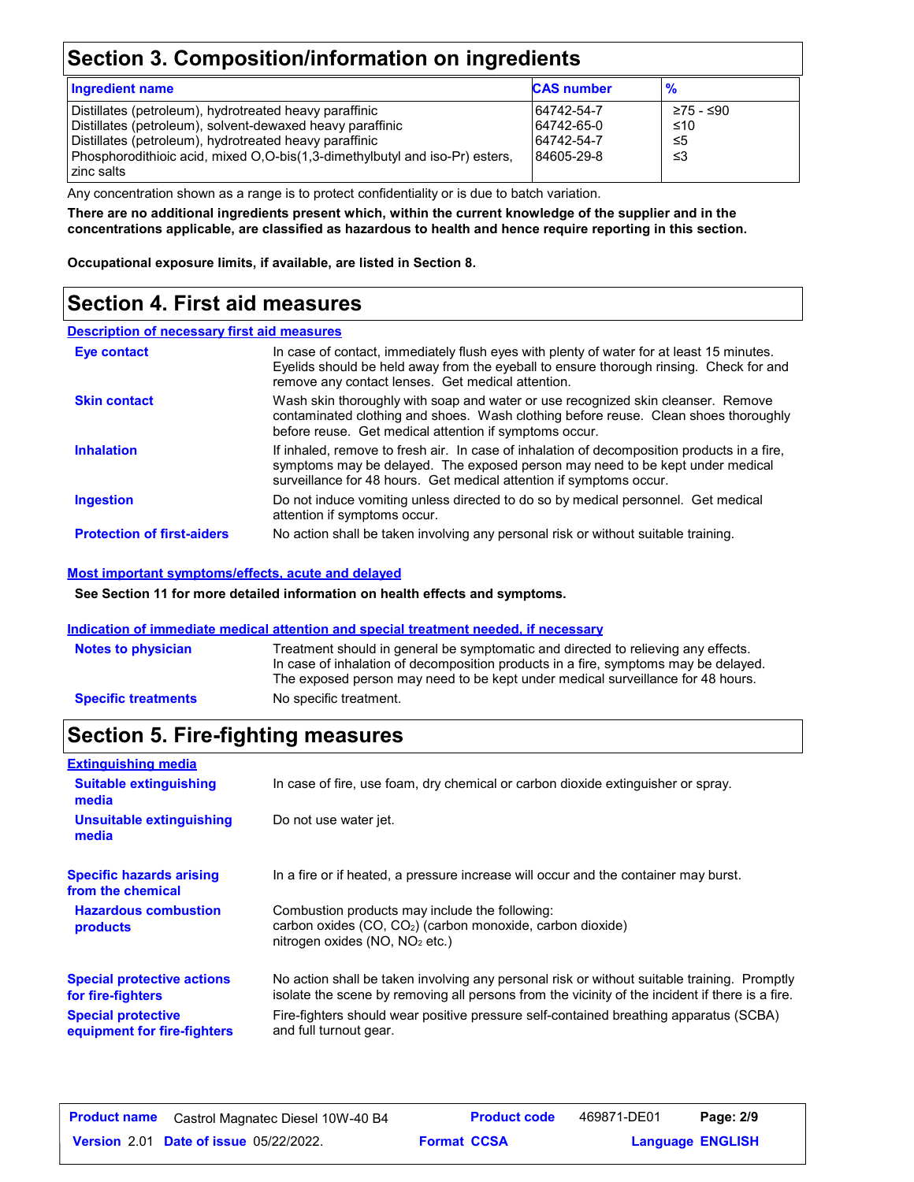## Section 3. Composition/information on ingredients

| Ingredient name | CAS number | % |
|---|---|---|
| Distillates (petroleum), hydrotreated heavy paraffinic | 64742-54-7 | ≥75 - ≤90 |
| Distillates (petroleum), solvent-dewaxed heavy paraffinic | 64742-65-0 | ≤10 |
| Distillates (petroleum), hydrotreated heavy paraffinic | 64742-54-7 | ≤5 |
| Phosphorodithioic acid, mixed O,O-bis(1,3-dimethylbutyl and iso-Pr) esters, zinc salts | 84605-29-8 | ≤3 |

Any concentration shown as a range is to protect confidentiality or is due to batch variation.

**There are no additional ingredients present which, within the current knowledge of the supplier and in the concentrations applicable, are classified as hazardous to health and hence require reporting in this section.**

**Occupational exposure limits, if available, are listed in Section 8.**

## Section 4. First aid measures

### Description of necessary first aid measures

**Eye contact**
In case of contact, immediately flush eyes with plenty of water for at least 15 minutes. Eyelids should be held away from the eyeball to ensure thorough rinsing. Check for and remove any contact lenses. Get medical attention.

**Skin contact**
Wash skin thoroughly with soap and water or use recognized skin cleanser. Remove contaminated clothing and shoes. Wash clothing before reuse. Clean shoes thoroughly before reuse. Get medical attention if symptoms occur.

**Inhalation**
If inhaled, remove to fresh air. In case of inhalation of decomposition products in a fire, symptoms may be delayed. The exposed person may need to be kept under medical surveillance for 48 hours. Get medical attention if symptoms occur.

**Ingestion**
Do not induce vomiting unless directed to do so by medical personnel. Get medical attention if symptoms occur.

**Protection of first-aiders**
No action shall be taken involving any personal risk or without suitable training.

### Most important symptoms/effects, acute and delayed

**See Section 11 for more detailed information on health effects and symptoms.**

### Indication of immediate medical attention and special treatment needed, if necessary

**Notes to physician**
Treatment should in general be symptomatic and directed to relieving any effects. In case of inhalation of decomposition products in a fire, symptoms may be delayed. The exposed person may need to be kept under medical surveillance for 48 hours.

**Specific treatments**
No specific treatment.

## Section 5. Fire-fighting measures

### Extinguishing media

**Suitable extinguishing media**
In case of fire, use foam, dry chemical or carbon dioxide extinguisher or spray.

**Unsuitable extinguishing media**
Do not use water jet.

**Specific hazards arising from the chemical**
In a fire or if heated, a pressure increase will occur and the container may burst.

**Hazardous combustion products**
Combustion products may include the following:
carbon oxides ($CO$, $CO_2$) (carbon monoxide, carbon dioxide)
nitrogen oxides ($NO$, $NO_2$ etc.)

**Special protective actions for fire-fighters**
No action shall be taken involving any personal risk or without suitable training. Promptly isolate the scene by removing all persons from the vicinity of the incident if there is a fire.

**Special protective equipment for fire-fighters**
Fire-fighters should wear positive pressure self-contained breathing apparatus (SCBA) and full turnout gear.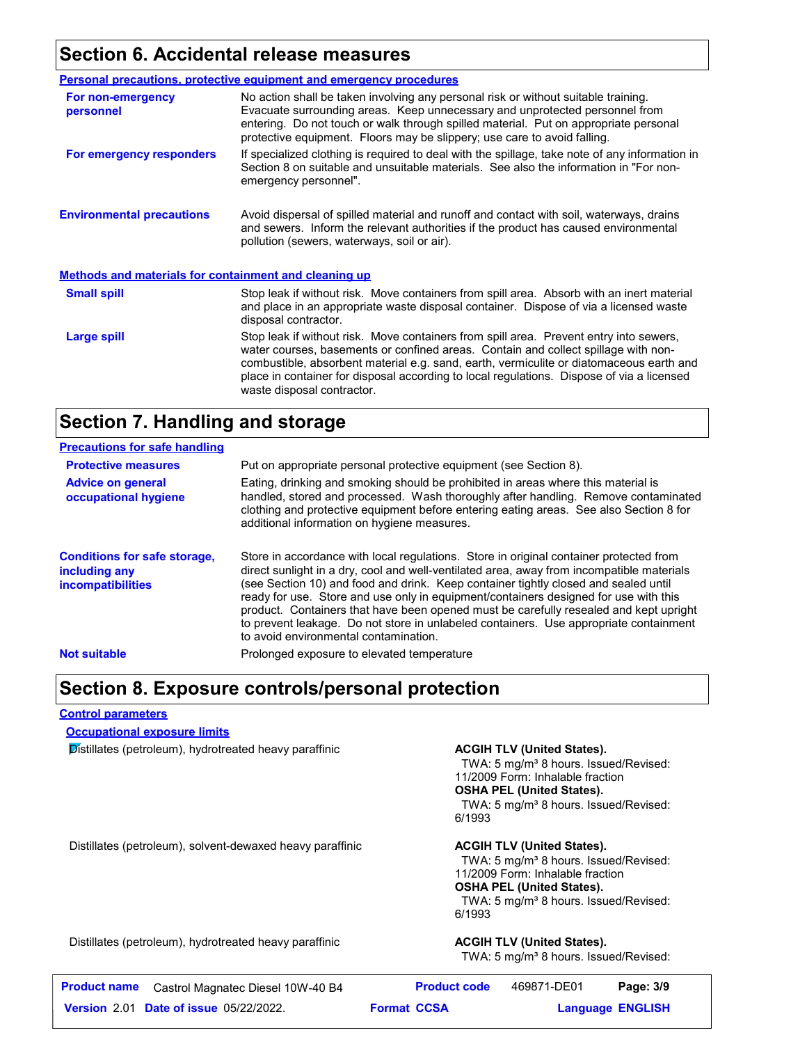## Section 6. Accidental release measures

### Personal precautions, protective equipment and emergency procedures

**For non-emergency personnel**

No action shall be taken involving any personal risk or without suitable training. Evacuate surrounding areas. Keep unnecessary and unprotected personnel from entering. Do not touch or walk through spilled material. Put on appropriate personal protective equipment. Floors may be slippery; use care to avoid falling.

**For emergency responders**

If specialized clothing is required to deal with the spillage, take note of any information in Section 8 on suitable and unsuitable materials. See also the information in "For non-emergency personnel".

**Environmental precautions**

Avoid dispersal of spilled material and runoff and contact with soil, waterways, drains and sewers. Inform the relevant authorities if the product has caused environmental pollution (sewers, waterways, soil or air).

### Methods and materials for containment and cleaning up

**Small spill**

Stop leak if without risk. Move containers from spill area. Absorb with an inert material and place in an appropriate waste disposal container. Dispose of via a licensed waste disposal contractor.

**Large spill**

Stop leak if without risk. Move containers from spill area. Prevent entry into sewers, water courses, basements or confined areas. Contain and collect spillage with non-combustible, absorbent material e.g. sand, earth, vermiculite or diatomaceous earth and place in container for disposal according to local regulations. Dispose of via a licensed waste disposal contractor.

## Section 7. Handling and storage

### Precautions for safe handling

**Protective measures**

Put on appropriate personal protective equipment (see Section 8).

**Advice on general occupational hygiene**

Eating, drinking and smoking should be prohibited in areas where this material is handled, stored and processed. Wash thoroughly after handling. Remove contaminated clothing and protective equipment before entering eating areas. See also Section 8 for additional information on hygiene measures.

**Conditions for safe storage, including any incompatibilities**

Store in accordance with local regulations. Store in original container protected from direct sunlight in a dry, cool and well-ventilated area, away from incompatible materials (see Section 10) and food and drink. Keep container tightly closed and sealed until ready for use. Store and use only in equipment/containers designed for use with this product. Containers that have been opened must be carefully resealed and kept upright to prevent leakage. Do not store in unlabeled containers. Use appropriate containment to avoid environmental contamination.

**Not suitable**

Prolonged exposure to elevated temperature

## Section 8. Exposure controls/personal protection

### Control parameters

#### Occupational exposure limits

| Ingredient | Exposure limits |
|---|---|
| Distillates (petroleum), hydrotreated heavy paraffinic | **ACGIH TLV (United States).** TWA: 5 mg/m³ 8 hours. Issued/Revised: 11/2009 Form: Inhalable fraction **OSHA PEL (United States).** TWA: 5 mg/m³ 8 hours. Issued/Revised: 6/1993 |
| Distillates (petroleum), solvent-dewaxed heavy paraffinic | **ACGIH TLV (United States).** TWA: 5 mg/m³ 8 hours. Issued/Revised: 11/2009 Form: Inhalable fraction **OSHA PEL (United States).** TWA: 5 mg/m³ 8 hours. Issued/Revised: 6/1993 |
| Distillates (petroleum), hydrotreated heavy paraffinic | **ACGIH TLV (United States).** TWA: 5 mg/m³ 8 hours. Issued/Revised: |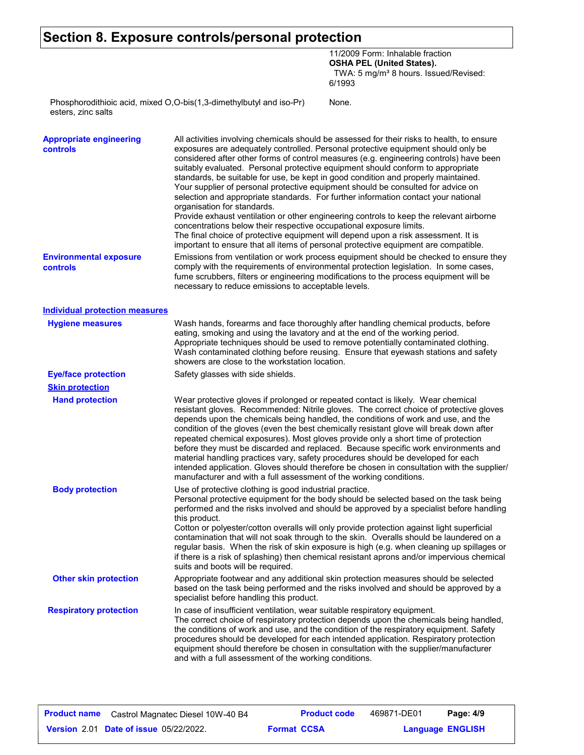# Section 8. Exposure controls/personal protection

| | |
|---|---|
| | 11/2009 Form: Inhalable fraction<br>**OSHA PEL (United States).**<br>TWA: 5 mg/m³ 8 hours. Issued/Revised: 6/1993 |
| Phosphorodithioic acid, mixed O,O-bis(1,3-dimethylbutyl and iso-Pr) esters, zinc salts | None. |

**Appropriate engineering controls**

All activities involving chemicals should be assessed for their risks to health, to ensure exposures are adequately controlled. Personal protective equipment should only be considered after other forms of control measures (e.g. engineering controls) have been suitably evaluated. Personal protective equipment should conform to appropriate standards, be suitable for use, be kept in good condition and properly maintained. Your supplier of personal protective equipment should be consulted for advice on selection and appropriate standards. For further information contact your national organisation for standards.
Provide exhaust ventilation or other engineering controls to keep the relevant airborne concentrations below their respective occupational exposure limits.
The final choice of protective equipment will depend upon a risk assessment. It is important to ensure that all items of personal protective equipment are compatible.

**Environmental exposure controls**

Emissions from ventilation or work process equipment should be checked to ensure they comply with the requirements of environmental protection legislation. In some cases, fume scrubbers, filters or engineering modifications to the process equipment will be necessary to reduce emissions to acceptable levels.

## Individual protection measures

**Hygiene measures**

Wash hands, forearms and face thoroughly after handling chemical products, before eating, smoking and using the lavatory and at the end of the working period. Appropriate techniques should be used to remove potentially contaminated clothing. Wash contaminated clothing before reusing. Ensure that eyewash stations and safety showers are close to the workstation location.

**Eye/face protection**

Safety glasses with side shields.

### Skin protection

**Hand protection**

Wear protective gloves if prolonged or repeated contact is likely. Wear chemical resistant gloves. Recommended: Nitrile gloves. The correct choice of protective gloves depends upon the chemicals being handled, the conditions of work and use, and the condition of the gloves (even the best chemically resistant glove will break down after repeated chemical exposures). Most gloves provide only a short time of protection before they must be discarded and replaced. Because specific work environments and material handling practices vary, safety procedures should be developed for each intended application. Gloves should therefore be chosen in consultation with the supplier/ manufacturer and with a full assessment of the working conditions.

**Body protection**

Use of protective clothing is good industrial practice.
Personal protective equipment for the body should be selected based on the task being performed and the risks involved and should be approved by a specialist before handling this product.
Cotton or polyester/cotton overalls will only provide protection against light superficial contamination that will not soak through to the skin. Overalls should be laundered on a regular basis. When the risk of skin exposure is high (e.g. when cleaning up spillages or if there is a risk of splashing) then chemical resistant aprons and/or impervious chemical suits and boots will be required.

**Other skin protection**

Appropriate footwear and any additional skin protection measures should be selected based on the task being performed and the risks involved and should be approved by a specialist before handling this product.

**Respiratory protection**

In case of insufficient ventilation, wear suitable respiratory equipment.
The correct choice of respiratory protection depends upon the chemicals being handled, the conditions of work and use, and the condition of the respiratory equipment. Safety procedures should be developed for each intended application. Respiratory protection equipment should therefore be chosen in consultation with the supplier/manufacturer and with a full assessment of the working conditions.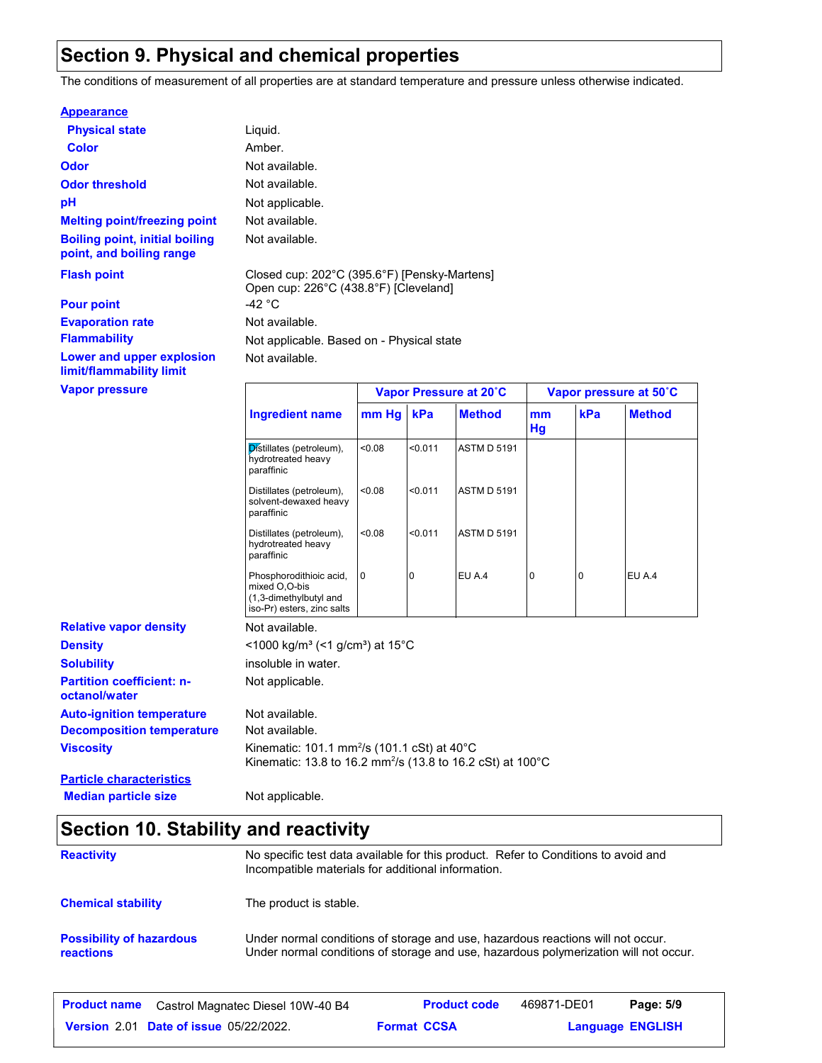## Section 9. Physical and chemical properties

The conditions of measurement of all properties are at standard temperature and pressure unless otherwise indicated.

**Appearance**

| | |
|---|---|
| **Physical state** | Liquid. |
| **Color** | Amber. |
| **Odor** | Not available. |
| **Odor threshold** | Not available. |
| **pH** | Not applicable. |
| **Melting point/freezing point** | Not available. |
| **Boiling point, initial boiling point, and boiling range** | Not available. |
| **Flash point** | Closed cup: 202°C (395.6°F) [Pensky-Martens]<br>Open cup: 226°C (438.8°F) [Cleveland] |
| **Pour point** | -42 °C |
| **Evaporation rate** | Not available. |
| **Flammability** | Not applicable. Based on - Physical state |
| **Lower and upper explosion limit/flammability limit** | Not available. |

**Vapor pressure**

| Ingredient name | Vapor Pressure at 20˚C | | | Vapor pressure at 50˚C | | |
|---|---|---|---|---|---|---|
| | mm Hg | kPa | Method | mm Hg | kPa | Method |
| Distillates (petroleum), hydrotreated heavy paraffinic | <0.08 | <0.011 | ASTM D 5191 | | | |
| Distillates (petroleum), solvent-dewaxed heavy paraffinic | <0.08 | <0.011 | ASTM D 5191 | | | |
| Distillates (petroleum), hydrotreated heavy paraffinic | <0.08 | <0.011 | ASTM D 5191 | | | |
| Phosphorodithioic acid, mixed O,O-bis (1,3-dimethylbutyl and iso-Pr) esters, zinc salts | 0 | 0 | EU A.4 | 0 | 0 | EU A.4 |

| | |
|---|---|
| **Relative vapor density** | Not available. |
| **Density** | <1000 kg/m³ (<1 g/cm³) at 15°C |
| **Solubility** | insoluble in water. |
| **Partition coefficient: n-octanol/water** | Not applicable. |
| **Auto-ignition temperature** | Not available. |
| **Decomposition temperature** | Not available. |
| **Viscosity** | Kinematic: 101.1 mm²/s (101.1 cSt) at 40°C<br>Kinematic: 13.8 to 16.2 mm²/s (13.8 to 16.2 cSt) at 100°C |

**Particle characteristics**

| | |
|---|---|
| **Median particle size** | Not applicable. |

## Section 10. Stability and reactivity

| | |
|---|---|
| **Reactivity** | No specific test data available for this product. Refer to Conditions to avoid and Incompatible materials for additional information. |
| **Chemical stability** | The product is stable. |
| **Possibility of hazardous reactions** | Under normal conditions of storage and use, hazardous reactions will not occur.<br>Under normal conditions of storage and use, hazardous polymerization will not occur. |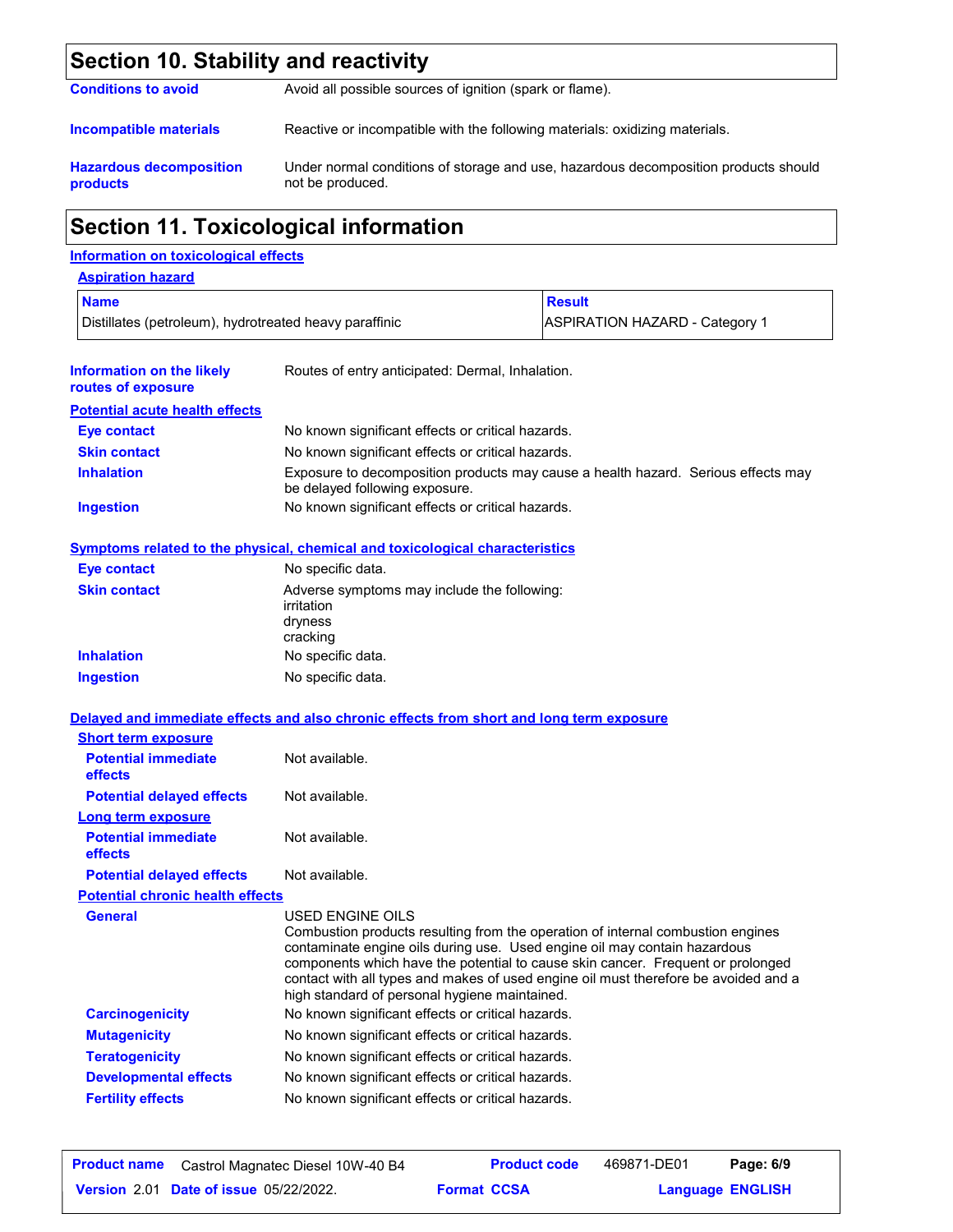## Section 10. Stability and reactivity

**Conditions to avoid** Avoid all possible sources of ignition (spark or flame).

**Incompatible materials** Reactive or incompatible with the following materials: oxidizing materials.

**Hazardous decomposition products** Under normal conditions of storage and use, hazardous decomposition products should not be produced.

## Section 11. Toxicological information

### Information on toxicological effects

**Aspiration hazard**

| Name | Result |
| --- | --- |
| Distillates (petroleum), hydrotreated heavy paraffinic | ASPIRATION HAZARD - Category 1 |

**Information on the likely routes of exposure** Routes of entry anticipated: Dermal, Inhalation.

**Potential acute health effects**

**Eye contact** No known significant effects or critical hazards.

**Skin contact** No known significant effects or critical hazards.

**Inhalation** Exposure to decomposition products may cause a health hazard. Serious effects may be delayed following exposure.

**Ingestion** No known significant effects or critical hazards.

**Symptoms related to the physical, chemical and toxicological characteristics**

**Eye contact** No specific data.

**Skin contact** Adverse symptoms may include the following:
irritation
dryness
cracking

**Inhalation** No specific data.

**Ingestion** No specific data.

**Delayed and immediate effects and also chronic effects from short and long term exposure**

**Short term exposure**

**Potential immediate effects** Not available.

**Potential delayed effects** Not available.

**Long term exposure**

**Potential immediate effects** Not available.

**Potential delayed effects** Not available.

**Potential chronic health effects**

**General** USED ENGINE OILS
Combustion products resulting from the operation of internal combustion engines contaminate engine oils during use. Used engine oil may contain hazardous components which have the potential to cause skin cancer. Frequent or prolonged contact with all types and makes of used engine oil must therefore be avoided and a high standard of personal hygiene maintained.

**Carcinogenicity** No known significant effects or critical hazards.

**Mutagenicity** No known significant effects or critical hazards.

**Teratogenicity** No known significant effects or critical hazards.

**Developmental effects** No known significant effects or critical hazards.

**Fertility effects** No known significant effects or critical hazards.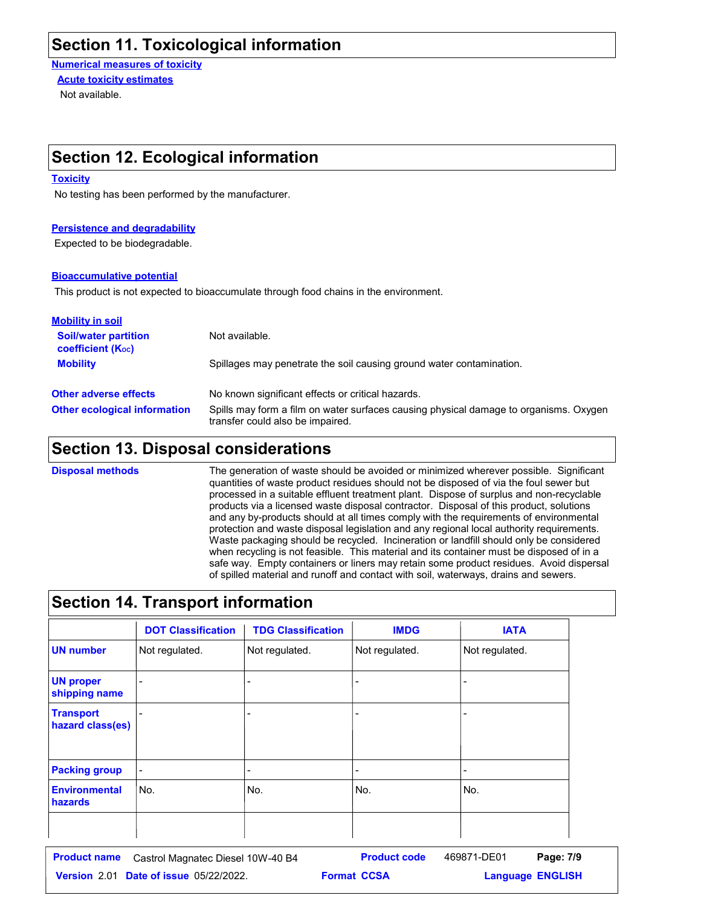## Section 11. Toxicological information

**Numerical measures of toxicity**

**Acute toxicity estimates**

Not available.

## Section 12. Ecological information

**Toxicity**

No testing has been performed by the manufacturer.

**Persistence and degradability**

Expected to be biodegradable.

**Bioaccumulative potential**

This product is not expected to bioaccumulate through food chains in the environment.

**Mobility in soil**

**Soil/water partition coefficient ($K_{OC}$)**: Not available.

**Mobility**: Spillages may penetrate the soil causing ground water contamination.

**Other adverse effects**: No known significant effects or critical hazards.

**Other ecological information**: Spills may form a film on water surfaces causing physical damage to organisms. Oxygen transfer could also be impaired.

## Section 13. Disposal considerations

**Disposal methods**: The generation of waste should be avoided or minimized wherever possible. Significant quantities of waste product residues should not be disposed of via the foul sewer but processed in a suitable effluent treatment plant. Dispose of surplus and non-recyclable products via a licensed waste disposal contractor. Disposal of this product, solutions and any by-products should at all times comply with the requirements of environmental protection and waste disposal legislation and any regional local authority requirements. Waste packaging should be recycled. Incineration or landfill should only be considered when recycling is not feasible. This material and its container must be disposed of in a safe way. Empty containers or liners may retain some product residues. Avoid dispersal of spilled material and runoff and contact with soil, waterways, drains and sewers.

## Section 14. Transport information

| | DOT Classification | TDG Classification | IMDG | IATA |
|---|---|---|---|---|
| **UN number** | Not regulated. | Not regulated. | Not regulated. | Not regulated. |
| **UN proper shipping name** | - | - | - | - |
| **Transport hazard class(es)** | - | - | - | - |
| **Packing group** | - | - | - | - |
| **Environmental hazards** | No. | No. | No. | No. |
| | | | | |

**Product name** Castrol Magnatec Diesel 10W-40 B4 **Product code** 469871-DE01
**Version** 2.01 **Date of issue** 05/22/2022. **Format** CCSA **Language** ENGLISH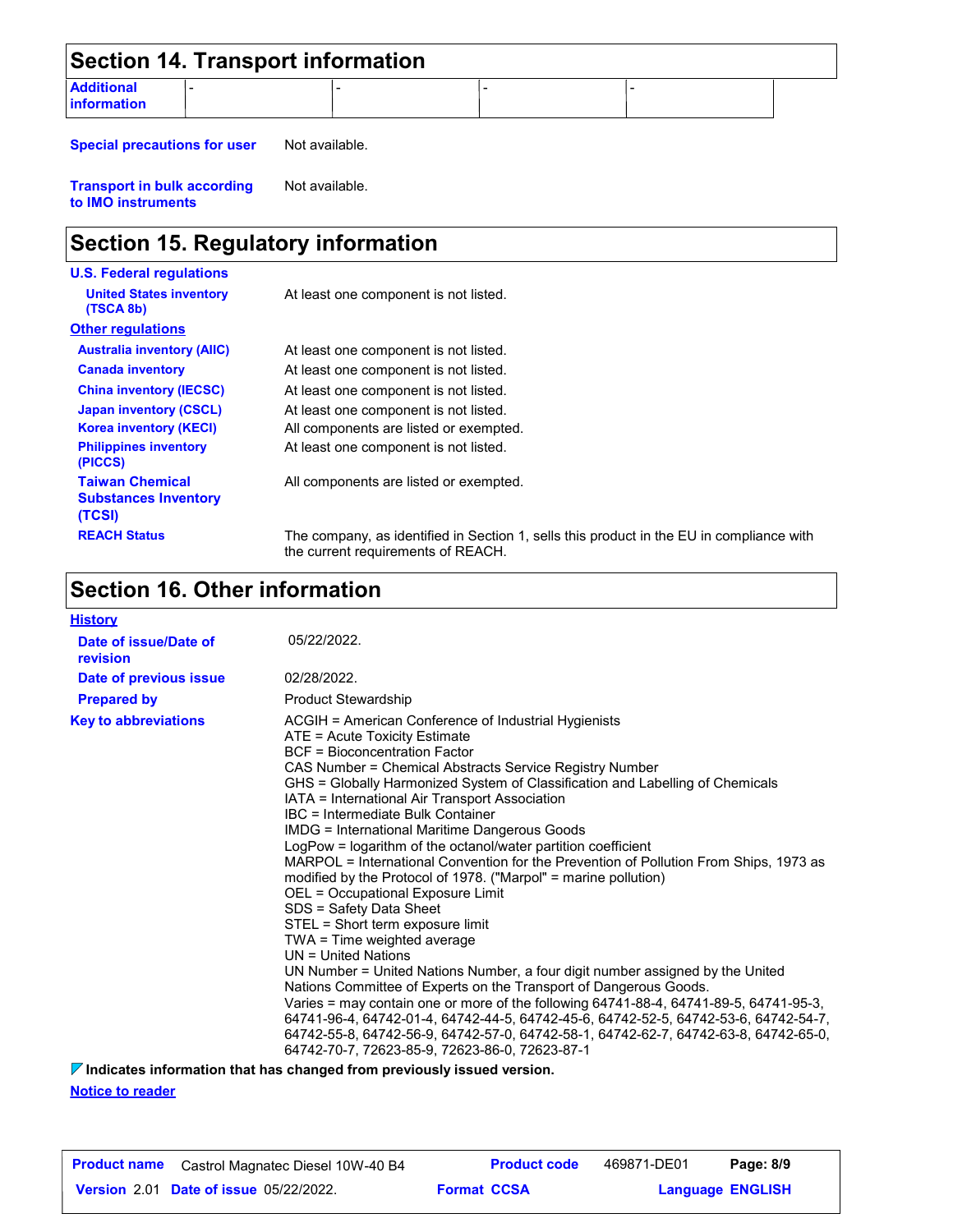## Section 14. Transport information

| Additional information | - | - | - | - |
|---|---|---|---|---|

**Special precautions for user** Not available.

**Transport in bulk according to IMO instruments** Not available.

## Section 15. Regulatory information

**U.S. Federal regulations**

**United States inventory (TSCA 8b)** At least one component is not listed.

**Other regulations**

| | |
|---|---|
| **Australia inventory (AIIC)** | At least one component is not listed. |
| **Canada inventory** | At least one component is not listed. |
| **China inventory (IECSC)** | At least one component is not listed. |
| **Japan inventory (CSCL)** | At least one component is not listed. |
| **Korea inventory (KECI)** | All components are listed or exempted. |
| **Philippines inventory (PICCS)** | At least one component is not listed. |
| **Taiwan Chemical Substances Inventory (TCSI)** | All components are listed or exempted. |
| **REACH Status** | The company, as identified in Section 1, sells this product in the EU in compliance with the current requirements of REACH. |

## Section 16. Other information

**History**

| | |
|---|---|
| **Date of issue/Date of revision** | 05/22/2022. |
| **Date of previous issue** | 02/28/2022. |
| **Prepared by** | Product Stewardship |

**Key to abbreviations**

ACGIH = American Conference of Industrial Hygienists
ATE = Acute Toxicity Estimate
BCF = Bioconcentration Factor
CAS Number = Chemical Abstracts Service Registry Number
GHS = Globally Harmonized System of Classification and Labelling of Chemicals
IATA = International Air Transport Association
IBC = Intermediate Bulk Container
IMDG = International Maritime Dangerous Goods
LogPow = logarithm of the octanol/water partition coefficient
MARPOL = International Convention for the Prevention of Pollution From Ships, 1973 as modified by the Protocol of 1978. ("Marpol" = marine pollution)
OEL = Occupational Exposure Limit
SDS = Safety Data Sheet
STEL = Short term exposure limit
TWA = Time weighted average
UN = United Nations
UN Number = United Nations Number, a four digit number assigned by the United Nations Committee of Experts on the Transport of Dangerous Goods.
Varies = may contain one or more of the following 64741-88-4, 64741-89-5, 64741-95-3, 64741-96-4, 64742-01-4, 64742-44-5, 64742-45-6, 64742-52-5, 64742-53-6, 64742-54-7, 64742-55-8, 64742-56-9, 64742-57-0, 64742-58-1, 64742-62-7, 64742-63-8, 64742-65-0, 64742-70-7, 72623-85-9, 72623-86-0, 72623-87-1

**Indicates information that has changed from previously issued version.**

**Notice to reader**

| **Product name** Castrol Magnatec Diesel 10W-40 B4 | **Product code** 469871-DE01 | |
|---|---|---|
| **Version** 2.01 **Date of issue** 05/22/2022. | **Format** CCSA | **Language** ENGLISH |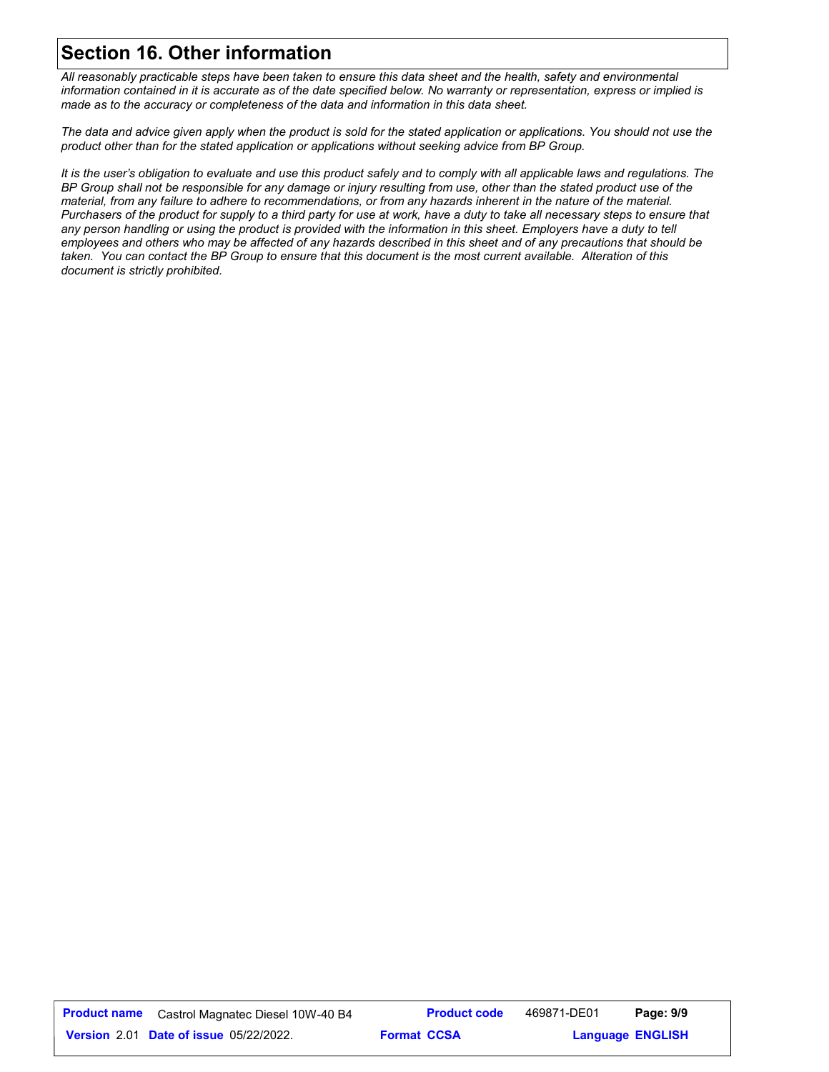## Section 16. Other information

*All reasonably practicable steps have been taken to ensure this data sheet and the health, safety and environmental information contained in it is accurate as of the date specified below. No warranty or representation, express or implied is made as to the accuracy or completeness of the data and information in this data sheet.*

*The data and advice given apply when the product is sold for the stated application or applications. You should not use the product other than for the stated application or applications without seeking advice from BP Group.*

*It is the user's obligation to evaluate and use this product safely and to comply with all applicable laws and regulations. The BP Group shall not be responsible for any damage or injury resulting from use, other than the stated product use of the material, from any failure to adhere to recommendations, or from any hazards inherent in the nature of the material. Purchasers of the product for supply to a third party for use at work, have a duty to take all necessary steps to ensure that any person handling or using the product is provided with the information in this sheet. Employers have a duty to tell employees and others who may be affected of any hazards described in this sheet and of any precautions that should be taken. You can contact the BP Group to ensure that this document is the most current available. Alteration of this document is strictly prohibited.*